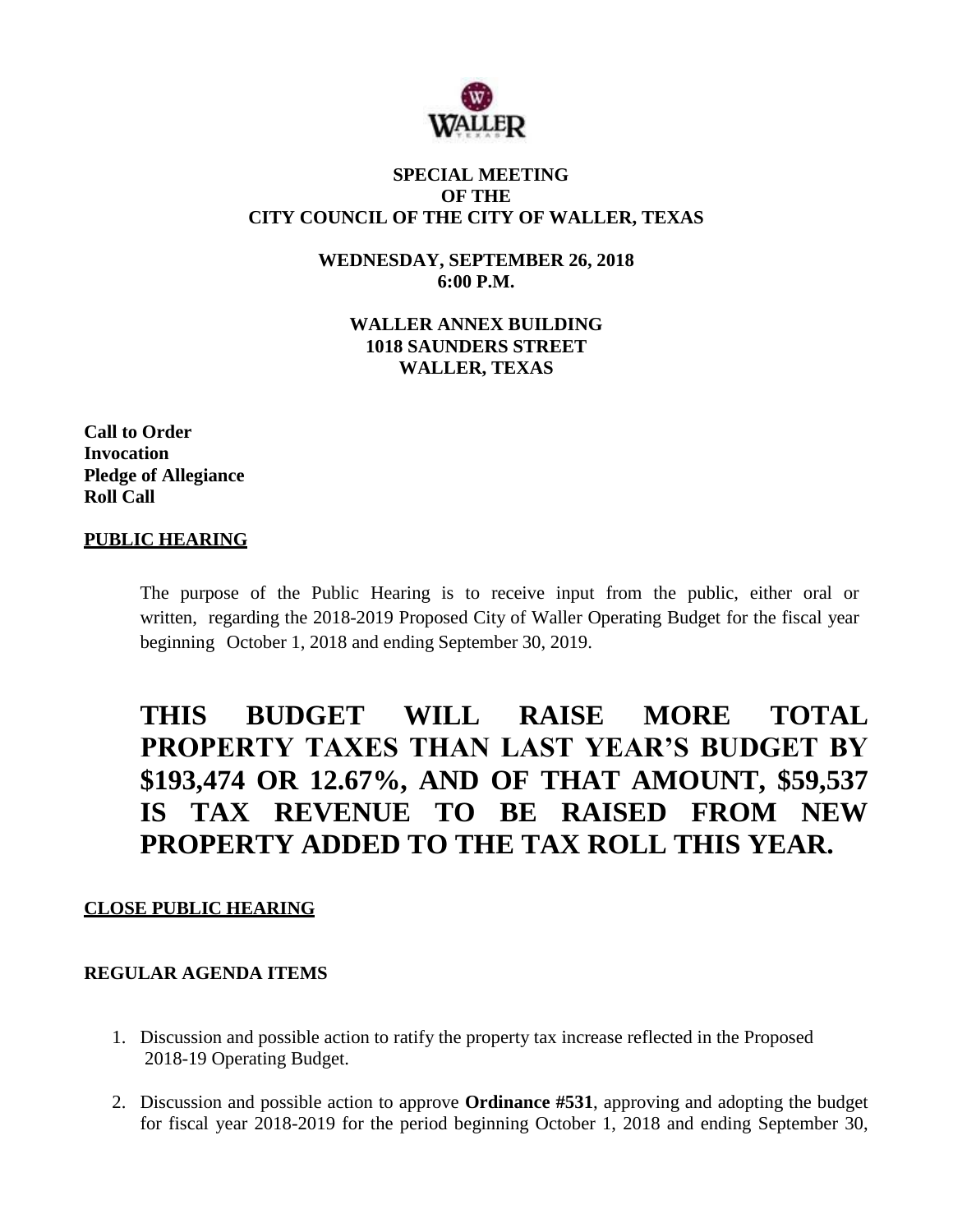**WALLER**

**SPECIAL MEETING**
**OF THE**
**CITY COUNCIL OF THE CITY OF WALLER, TEXAS**

**WEDNESDAY, SEPTEMBER 26, 2018**
**6:00 P.M.**

**WALLER ANNEX BUILDING**
**1018 SAUNDERS STREET**
**WALLER, TEXAS**

**Call to Order**
**Invocation**
**Pledge of Allegiance**
**Roll Call**

**PUBLIC HEARING**

The purpose of the Public Hearing is to receive input from the public, either oral or written, regarding the 2018-2019 Proposed City of Waller Operating Budget for the fiscal year beginning October 1, 2018 and ending September 30, 2019.

# THIS BUDGET WILL RAISE MORE TOTAL PROPERTY TAXES THAN LAST YEAR'S BUDGET BY $193,474 OR 12.67%, AND OF THAT AMOUNT, $59,537 IS TAX REVENUE TO BE RAISED FROM NEW PROPERTY ADDED TO THE TAX ROLL THIS YEAR.

**CLOSE PUBLIC HEARING**

**REGULAR AGENDA ITEMS**

1. Discussion and possible action to ratify the property tax increase reflected in the Proposed 2018-19 Operating Budget.

2. Discussion and possible action to approve **Ordinance #531**, approving and adopting the budget for fiscal year 2018-2019 for the period beginning October 1, 2018 and ending September 30,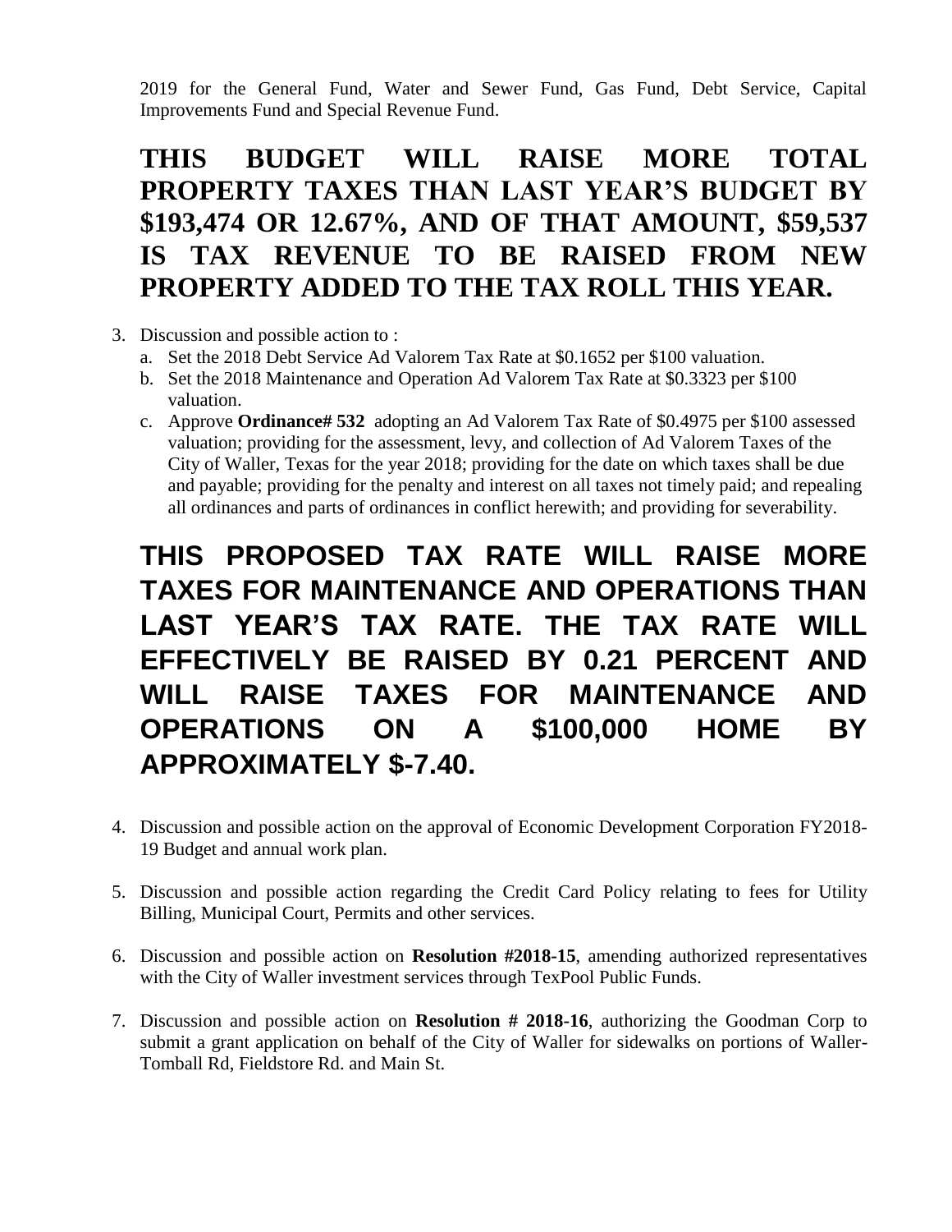2019 for the General Fund, Water and Sewer Fund, Gas Fund, Debt Service, Capital Improvements Fund and Special Revenue Fund.

**THIS BUDGET WILL RAISE MORE TOTAL PROPERTY TAXES THAN LAST YEAR'S BUDGET BY $193,474 OR 12.67%, AND OF THAT AMOUNT, $59,537 IS TAX REVENUE TO BE RAISED FROM NEW PROPERTY ADDED TO THE TAX ROLL THIS YEAR.**

3. Discussion and possible action to :
   a. Set the 2018 Debt Service Ad Valorem Tax Rate at $0.1652 per $100 valuation.
   b. Set the 2018 Maintenance and Operation Ad Valorem Tax Rate at $0.3323 per $100 valuation.
   c. Approve **Ordinance# 532** adopting an Ad Valorem Tax Rate of $0.4975 per $100 assessed valuation; providing for the assessment, levy, and collection of Ad Valorem Taxes of the City of Waller, Texas for the year 2018; providing for the date on which taxes shall be due and payable; providing for the penalty and interest on all taxes not timely paid; and repealing all ordinances and parts of ordinances in conflict herewith; and providing for severability.

**THIS PROPOSED TAX RATE WILL RAISE MORE TAXES FOR MAINTENANCE AND OPERATIONS THAN LAST YEAR'S TAX RATE. THE TAX RATE WILL EFFECTIVELY BE RAISED BY 0.21 PERCENT AND WILL RAISE TAXES FOR MAINTENANCE AND OPERATIONS ON A $100,000 HOME BY APPROXIMATELY $-7.40.**

4. Discussion and possible action on the approval of Economic Development Corporation FY2018-19 Budget and annual work plan.

5. Discussion and possible action regarding the Credit Card Policy relating to fees for Utility Billing, Municipal Court, Permits and other services.

6. Discussion and possible action on **Resolution #2018-15**, amending authorized representatives with the City of Waller investment services through TexPool Public Funds.

7. Discussion and possible action on **Resolution # 2018-16**, authorizing the Goodman Corp to submit a grant application on behalf of the City of Waller for sidewalks on portions of Waller-Tomball Rd, Fieldstore Rd. and Main St.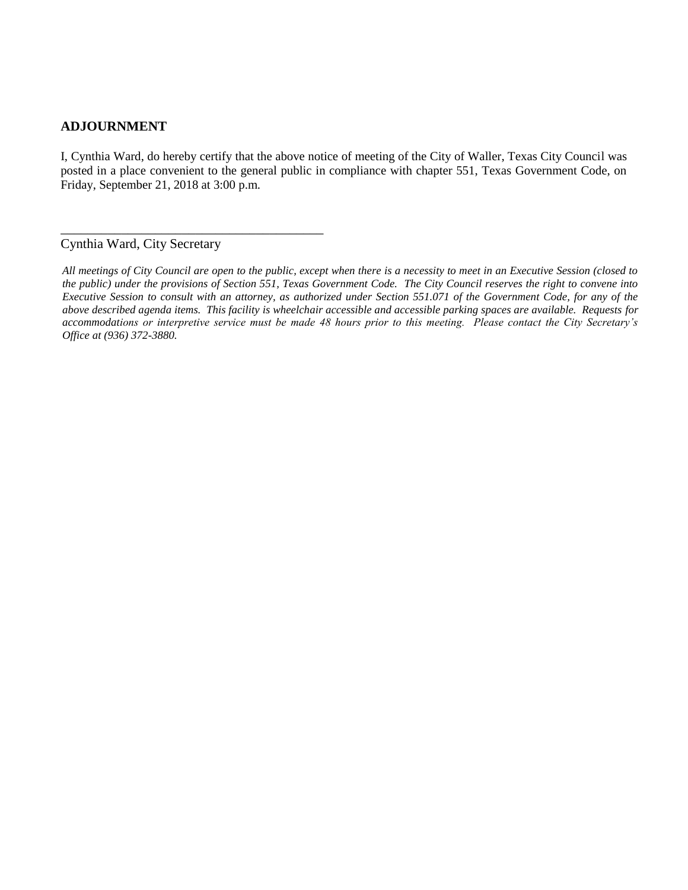**ADJOURNMENT**

I, Cynthia Ward, do hereby certify that the above notice of meeting of the City of Waller, Texas City Council was posted in a place convenient to the general public in compliance with chapter 551, Texas Government Code, on Friday, September 21, 2018 at 3:00 p.m.

\_\_\_\_\_\_\_\_\_\_\_\_\_\_\_\_\_\_\_\_\_\_\_\_\_\_\_\_\_\_\_\_\_\_\_\_\_\_\_\_\_\_

Cynthia Ward, City Secretary

*All meetings of City Council are open to the public, except when there is a necessity to meet in an Executive Session (closed to the public) under the provisions of Section 551, Texas Government Code. The City Council reserves the right to convene into Executive Session to consult with an attorney, as authorized under Section 551.071 of the Government Code, for any of the above described agenda items. This facility is wheelchair accessible and accessible parking spaces are available. Requests for accommodations or interpretive service must be made 48 hours prior to this meeting. Please contact the City Secretary's Office at (936) 372-3880.*